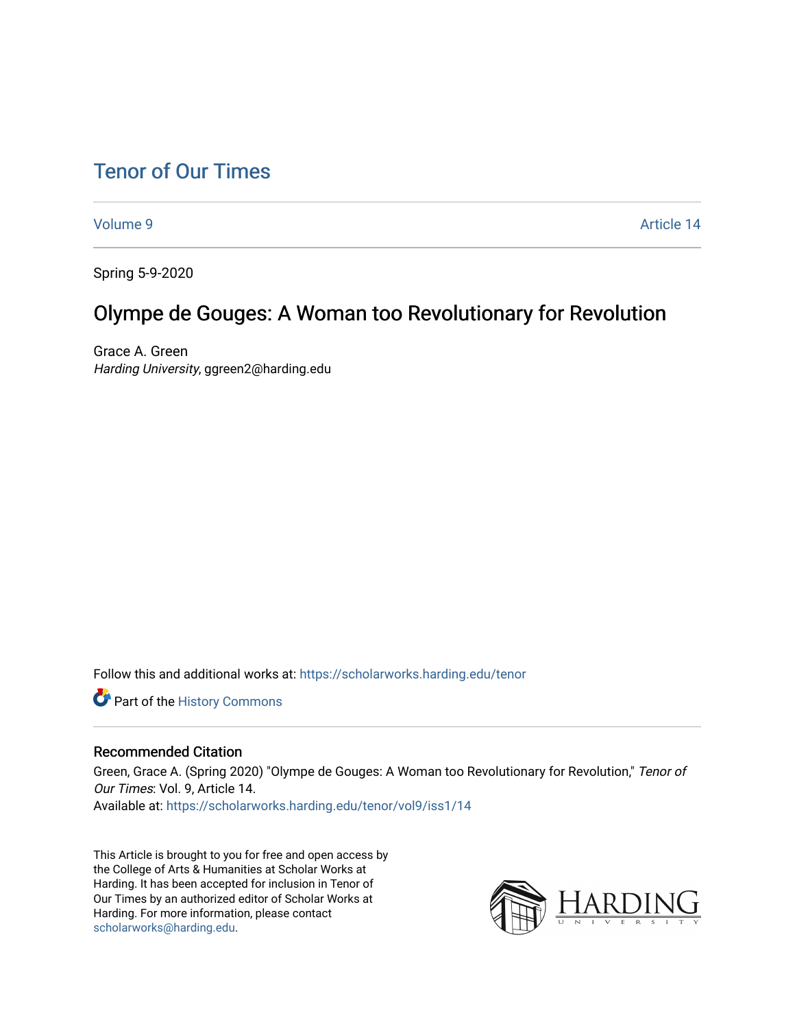# Tenor of Our Times

Volume 9 Article 14

Spring 5-9-2020

## Olympe de Gouges: A Woman too Revolutionary for Revolution

Grace A. Green
*Harding University*, ggreen2@harding.edu

Follow this and additional works at: https://scholarworks.harding.edu/tenor

Part of the History Commons

### Recommended Citation

Green, Grace A. (Spring 2020) "Olympe de Gouges: A Woman too Revolutionary for Revolution," *Tenor of Our Times*: Vol. 9, Article 14.
Available at: https://scholarworks.harding.edu/tenor/vol9/iss1/14

This Article is brought to you for free and open access by the College of Arts & Humanities at Scholar Works at Harding. It has been accepted for inclusion in Tenor of Our Times by an authorized editor of Scholar Works at Harding. For more information, please contact scholarworks@harding.edu.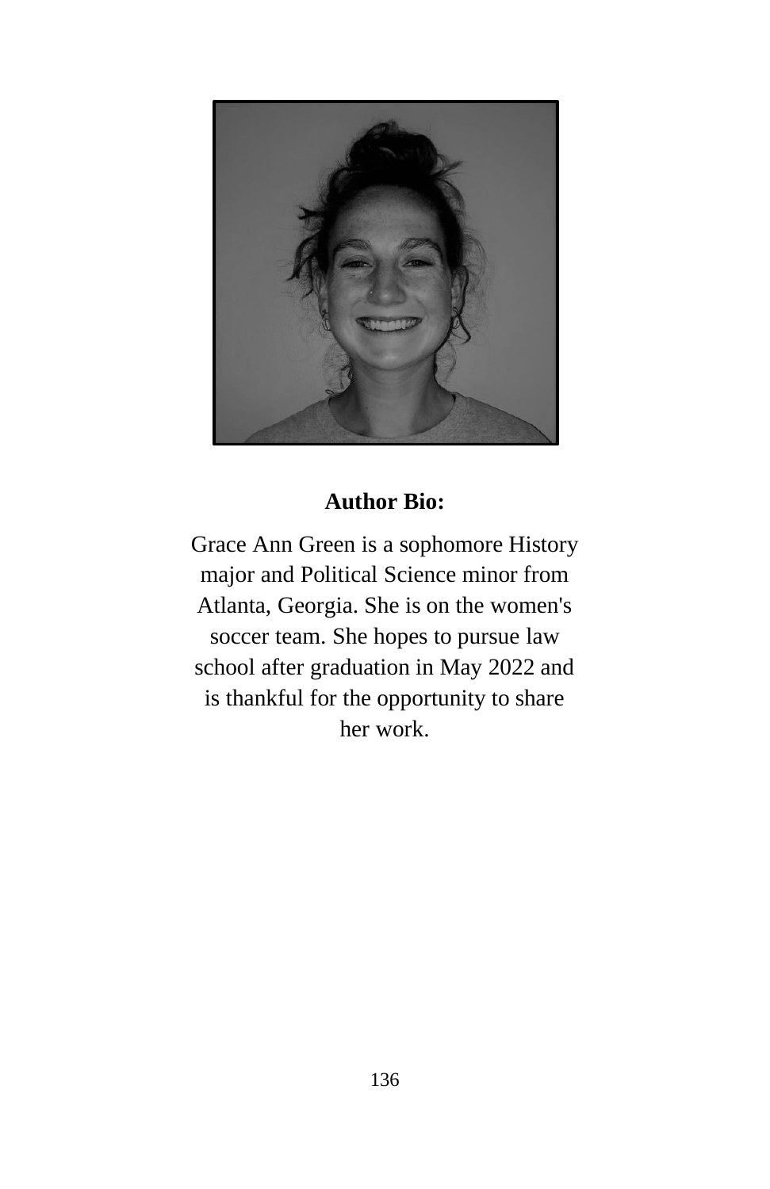**Author Bio:**

Grace Ann Green is a sophomore History major and Political Science minor from Atlanta, Georgia. She is on the women's soccer team. She hopes to pursue law school after graduation in May 2022 and is thankful for the opportunity to share her work.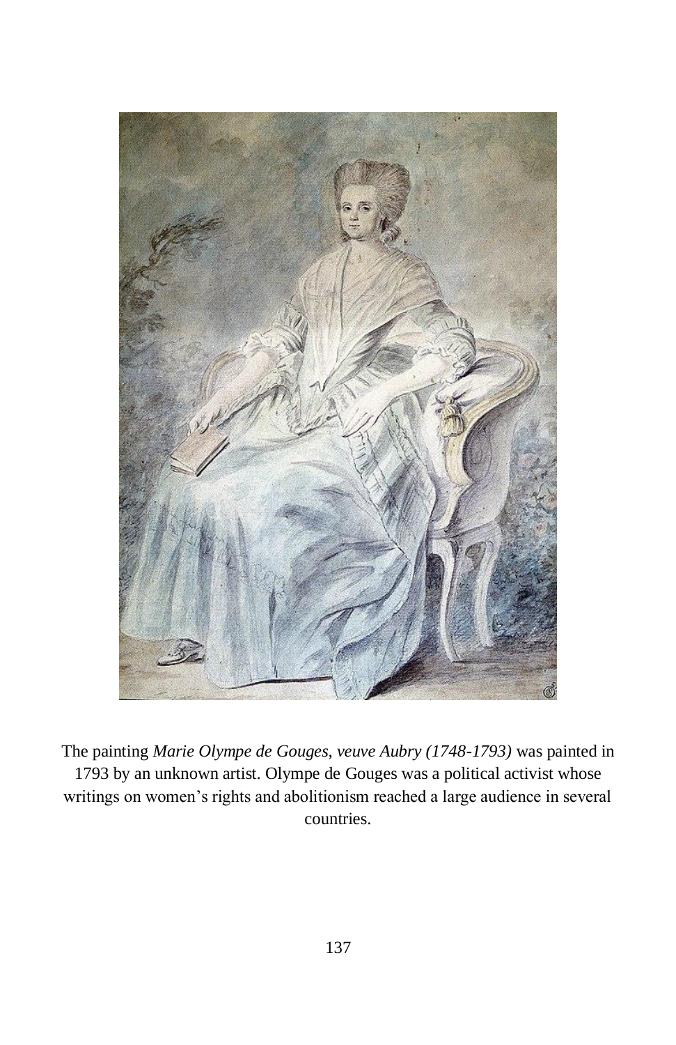The painting *Marie Olympe de Gouges, veuve Aubry (1748-1793)* was painted in 1793 by an unknown artist. Olympe de Gouges was a political activist whose writings on women's rights and abolitionism reached a large audience in several countries.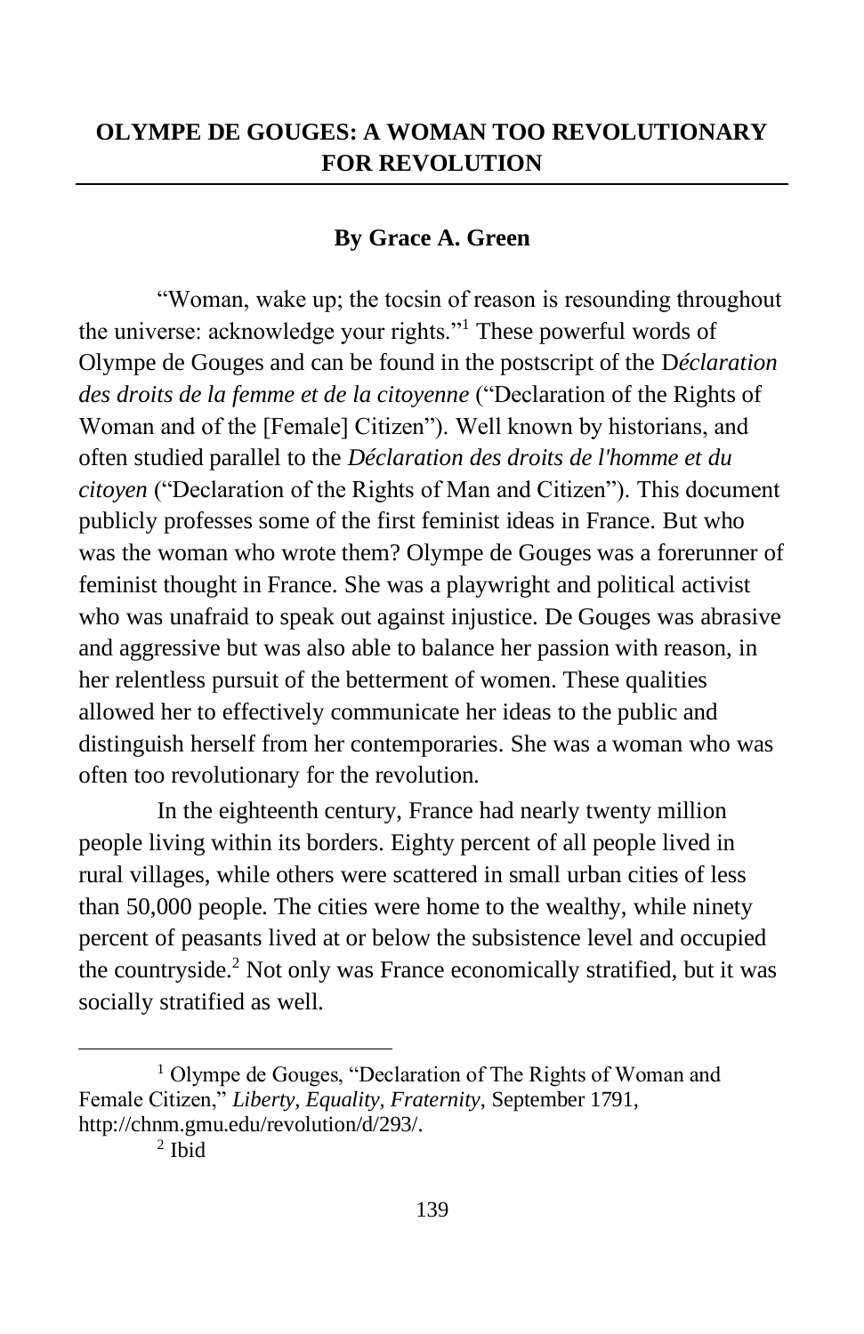# OLYMPE DE GOUGES: A WOMAN TOO REVOLUTIONARY FOR REVOLUTION

**By Grace A. Green**

"Woman, wake up; the tocsin of reason is resounding throughout the universe: acknowledge your rights."[1] These powerful words of Olympe de Gouges and can be found in the postscript of the D*éclaration des droits de la femme et de la citoyenne* ("Declaration of the Rights of Woman and of the [Female] Citizen"). Well known by historians, and often studied parallel to the *Déclaration des droits de l'homme et du citoyen* ("Declaration of the Rights of Man and Citizen"). This document publicly professes some of the first feminist ideas in France. But who was the woman who wrote them? Olympe de Gouges was a forerunner of feminist thought in France. She was a playwright and political activist who was unafraid to speak out against injustice. De Gouges was abrasive and aggressive but was also able to balance her passion with reason, in her relentless pursuit of the betterment of women. These qualities allowed her to effectively communicate her ideas to the public and distinguish herself from her contemporaries. She was a woman who was often too revolutionary for the revolution.

In the eighteenth century, France had nearly twenty million people living within its borders. Eighty percent of all people lived in rural villages, while others were scattered in small urban cities of less than 50,000 people. The cities were home to the wealthy, while ninety percent of peasants lived at or below the subsistence level and occupied the countryside.[2] Not only was France economically stratified, but it was socially stratified as well.

---

[1] Olympe de Gouges, "Declaration of The Rights of Woman and Female Citizen," *Liberty, Equality, Fraternity,* September 1791, http://chnm.gmu.edu/revolution/d/293/.

[2] Ibid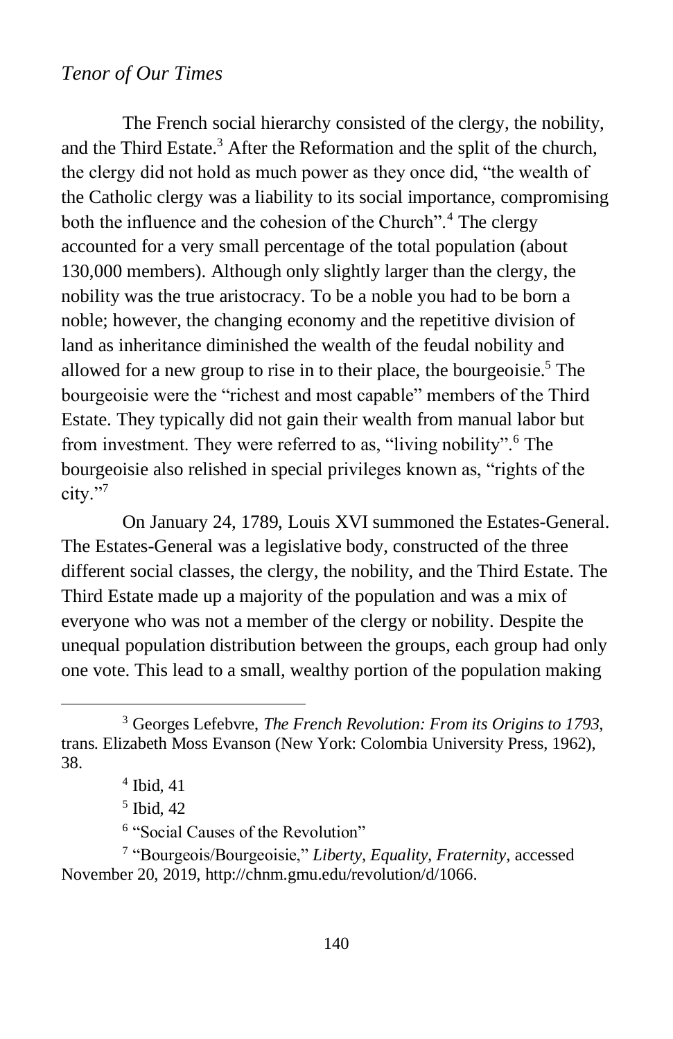The French social hierarchy consisted of the clergy, the nobility, and the Third Estate.[3] After the Reformation and the split of the church, the clergy did not hold as much power as they once did, "the wealth of the Catholic clergy was a liability to its social importance, compromising both the influence and the cohesion of the Church".[4] The clergy accounted for a very small percentage of the total population (about 130,000 members). Although only slightly larger than the clergy, the nobility was the true aristocracy. To be a noble you had to be born a noble; however, the changing economy and the repetitive division of land as inheritance diminished the wealth of the feudal nobility and allowed for a new group to rise in to their place, the bourgeoisie.[5] The bourgeoisie were the "richest and most capable" members of the Third Estate. They typically did not gain their wealth from manual labor but from investment. They were referred to as, "living nobility".[6] The bourgeoisie also relished in special privileges known as, "rights of the city."[7]

On January 24, 1789, Louis XVI summoned the Estates-General. The Estates-General was a legislative body, constructed of the three different social classes, the clergy, the nobility, and the Third Estate. The Third Estate made up a majority of the population and was a mix of everyone who was not a member of the clergy or nobility. Despite the unequal population distribution between the groups, each group had only one vote. This lead to a small, wealthy portion of the population making

---

[3] Georges Lefebvre, *The French Revolution: From its Origins to 1793*, trans. Elizabeth Moss Evanson (New York: Colombia University Press, 1962), 38.

[4] Ibid, 41

[5] Ibid, 42

[6] "Social Causes of the Revolution"

[7] "Bourgeois/Bourgeoisie," *Liberty, Equality, Fraternity*, accessed November 20, 2019, http://chnm.gmu.edu/revolution/d/1066.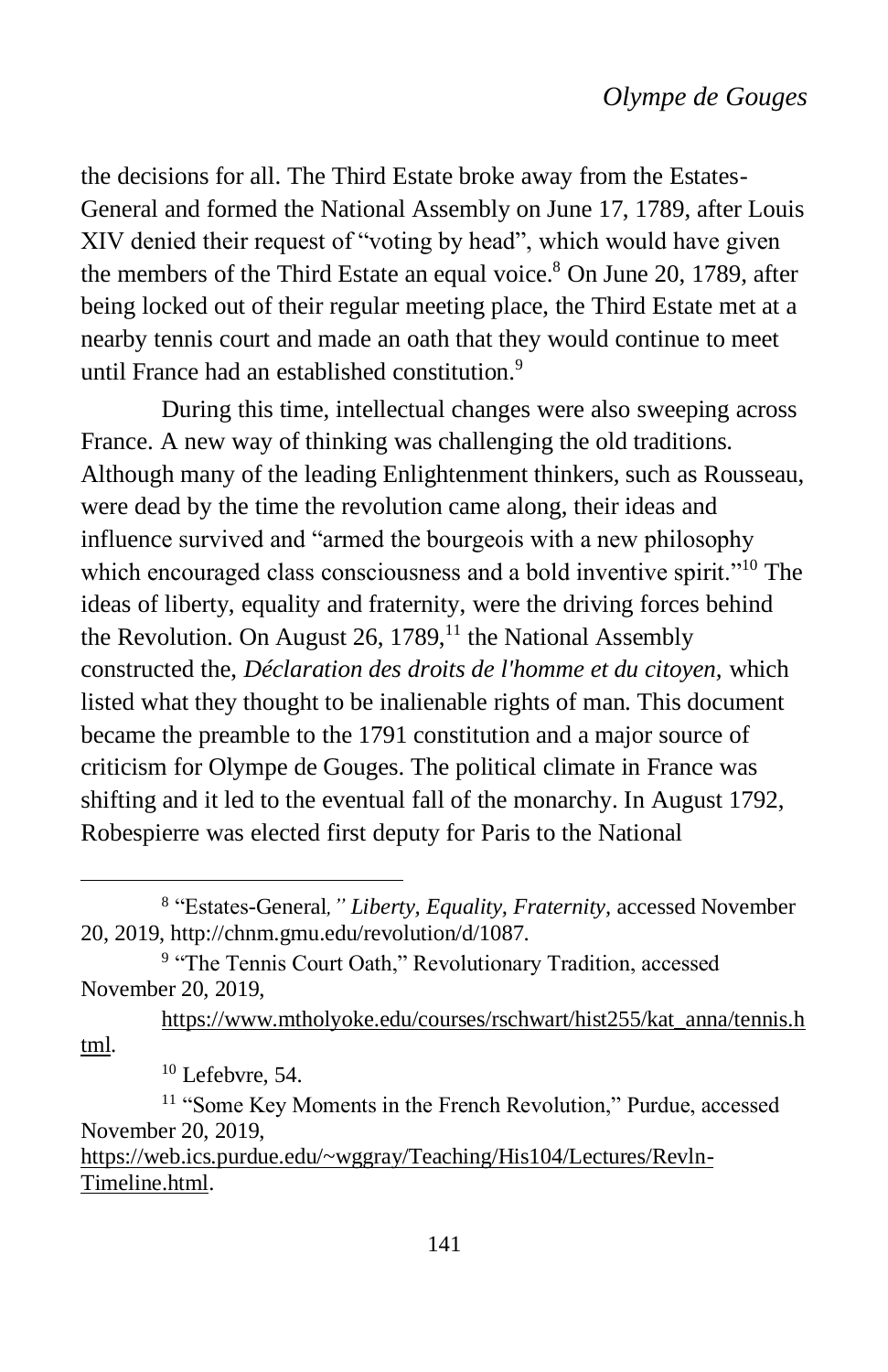the decisions for all. The Third Estate broke away from the Estates-General and formed the National Assembly on June 17, 1789, after Louis XIV denied their request of "voting by head", which would have given the members of the Third Estate an equal voice.[8] On June 20, 1789, after being locked out of their regular meeting place, the Third Estate met at a nearby tennis court and made an oath that they would continue to meet until France had an established constitution.[9]

During this time, intellectual changes were also sweeping across France. A new way of thinking was challenging the old traditions. Although many of the leading Enlightenment thinkers, such as Rousseau, were dead by the time the revolution came along, their ideas and influence survived and "armed the bourgeois with a new philosophy which encouraged class consciousness and a bold inventive spirit."[10] The ideas of liberty, equality and fraternity, were the driving forces behind the Revolution. On August 26, 1789,[11] the National Assembly constructed the, *Déclaration des droits de l'homme et du citoyen,* which listed what they thought to be inalienable rights of man. This document became the preamble to the 1791 constitution and a major source of criticism for Olympe de Gouges. The political climate in France was shifting and it led to the eventual fall of the monarchy. In August 1792, Robespierre was elected first deputy for Paris to the National

---

[8] "Estates-General*," Liberty, Equality, Fraternity,* accessed November 20, 2019, http://chnm.gmu.edu/revolution/d/1087.

[9] "The Tennis Court Oath," Revolutionary Tradition, accessed November 20, 2019, https://www.mtholyoke.edu/courses/rschwart/hist255/kat_anna/tennis.html.

[10] Lefebvre, 54.

[11] "Some Key Moments in the French Revolution," Purdue, accessed November 20, 2019, https://web.ics.purdue.edu/~wggray/Teaching/His104/Lectures/Revln-Timeline.html.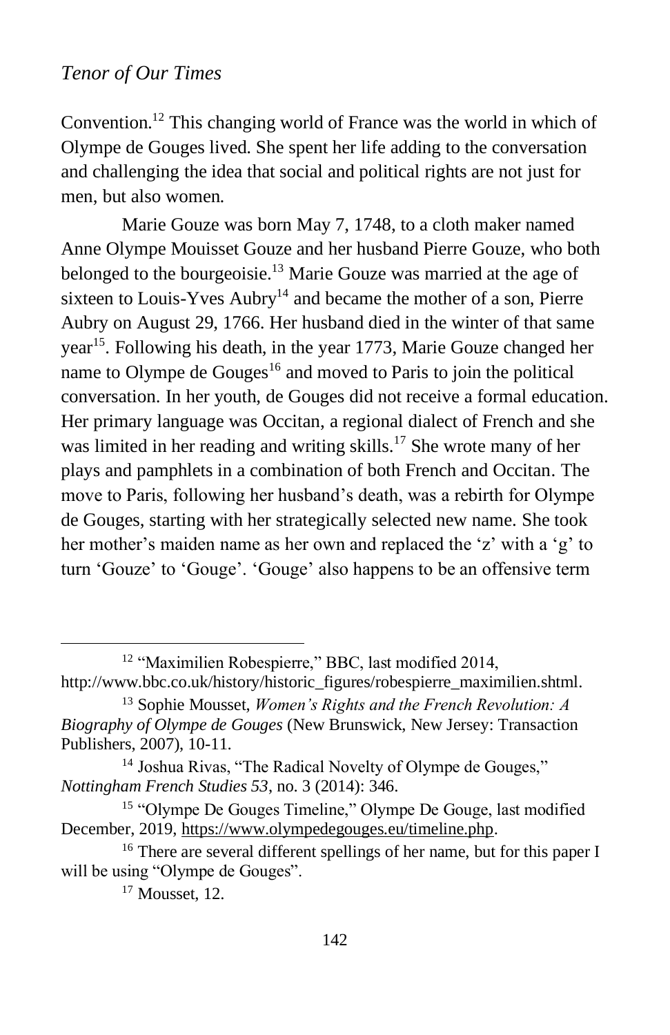Convention.[12] This changing world of France was the world in which of Olympe de Gouges lived. She spent her life adding to the conversation and challenging the idea that social and political rights are not just for men, but also women.

Marie Gouze was born May 7, 1748, to a cloth maker named Anne Olympe Mouisset Gouze and her husband Pierre Gouze, who both belonged to the bourgeoisie.[13] Marie Gouze was married at the age of sixteen to Louis-Yves Aubry[14] and became the mother of a son, Pierre Aubry on August 29, 1766. Her husband died in the winter of that same year[15]. Following his death, in the year 1773, Marie Gouze changed her name to Olympe de Gouges[16] and moved to Paris to join the political conversation. In her youth, de Gouges did not receive a formal education. Her primary language was Occitan, a regional dialect of French and she was limited in her reading and writing skills.[17] She wrote many of her plays and pamphlets in a combination of both French and Occitan. The move to Paris, following her husband's death, was a rebirth for Olympe de Gouges, starting with her strategically selected new name. She took her mother's maiden name as her own and replaced the 'z' with a 'g' to turn 'Gouze' to 'Gouge'. 'Gouge' also happens to be an offensive term

---

[12] "Maximilien Robespierre," BBC, last modified 2014, http://www.bbc.co.uk/history/historic_figures/robespierre_maximilien.shtml.

[13] Sophie Mousset, *Women's Rights and the French Revolution: A Biography of Olympe de Gouges* (New Brunswick, New Jersey: Transaction Publishers, 2007), 10-11.

[14] Joshua Rivas, "The Radical Novelty of Olympe de Gouges," *Nottingham French Studies 53*, no. 3 (2014): 346.

[15] "Olympe De Gouges Timeline," Olympe De Gouge, last modified December, 2019, https://www.olympedegouges.eu/timeline.php.

[16] There are several different spellings of her name, but for this paper I will be using "Olympe de Gouges".

[17] Mousset, 12.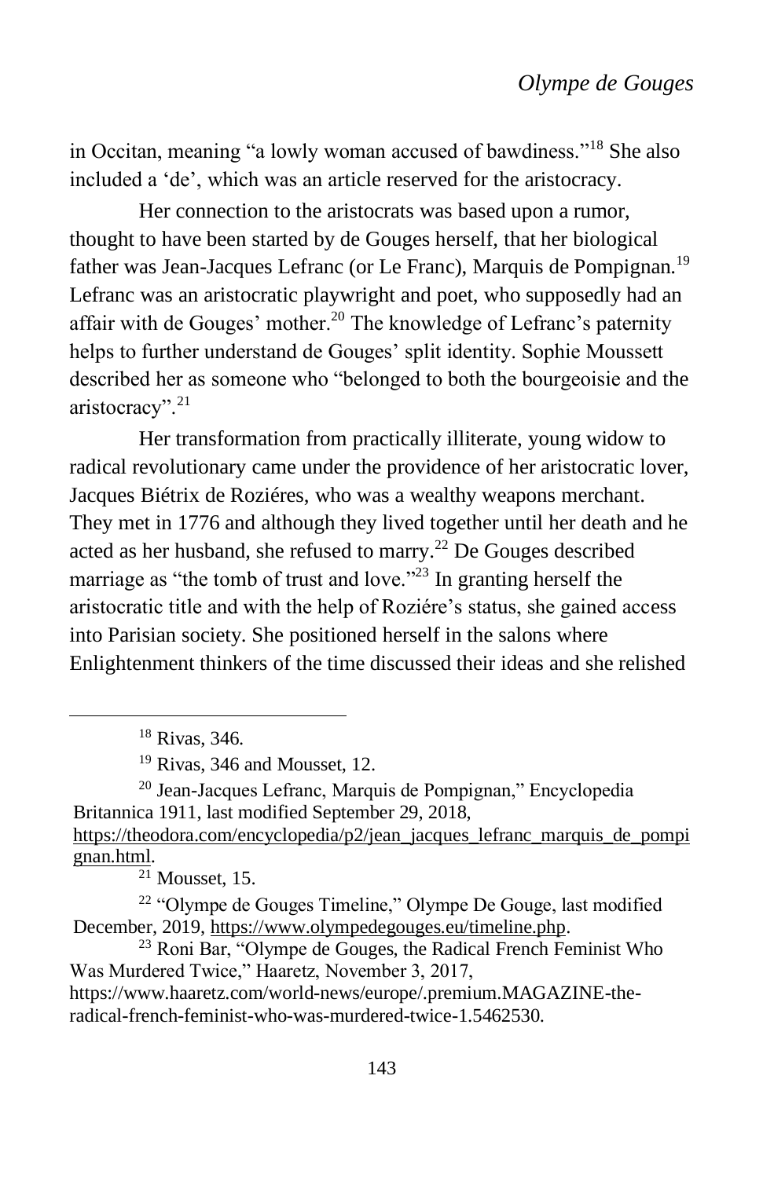in Occitan, meaning "a lowly woman accused of bawdiness."[18] She also included a 'de', which was an article reserved for the aristocracy.

Her connection to the aristocrats was based upon a rumor, thought to have been started by de Gouges herself, that her biological father was Jean-Jacques Lefranc (or Le Franc), Marquis de Pompignan.[19] Lefranc was an aristocratic playwright and poet, who supposedly had an affair with de Gouges' mother.[20] The knowledge of Lefranc's paternity helps to further understand de Gouges' split identity. Sophie Moussett described her as someone who "belonged to both the bourgeoisie and the aristocracy".[21]

Her transformation from practically illiterate, young widow to radical revolutionary came under the providence of her aristocratic lover, Jacques Biétrix de Roziéres, who was a wealthy weapons merchant. They met in 1776 and although they lived together until her death and he acted as her husband, she refused to marry.[22] De Gouges described marriage as "the tomb of trust and love."[23] In granting herself the aristocratic title and with the help of Roziére's status, she gained access into Parisian society. She positioned herself in the salons where Enlightenment thinkers of the time discussed their ideas and she relished

---

[18] Rivas, 346.

[19] Rivas, 346 and Mousset, 12.

[20] Jean-Jacques Lefranc, Marquis de Pompignan," Encyclopedia Britannica 1911, last modified September 29, 2018, https://theodora.com/encyclopedia/p2/jean_jacques_lefranc_marquis_de_pompignan.html.

[21] Mousset, 15.

[22] "Olympe de Gouges Timeline," Olympe De Gouge, last modified December, 2019, https://www.olympedegouges.eu/timeline.php.

[23] Roni Bar, "Olympe de Gouges, the Radical French Feminist Who Was Murdered Twice," Haaretz, November 3, 2017, https://www.haaretz.com/world-news/europe/.premium.MAGAZINE-the-radical-french-feminist-who-was-murdered-twice-1.5462530.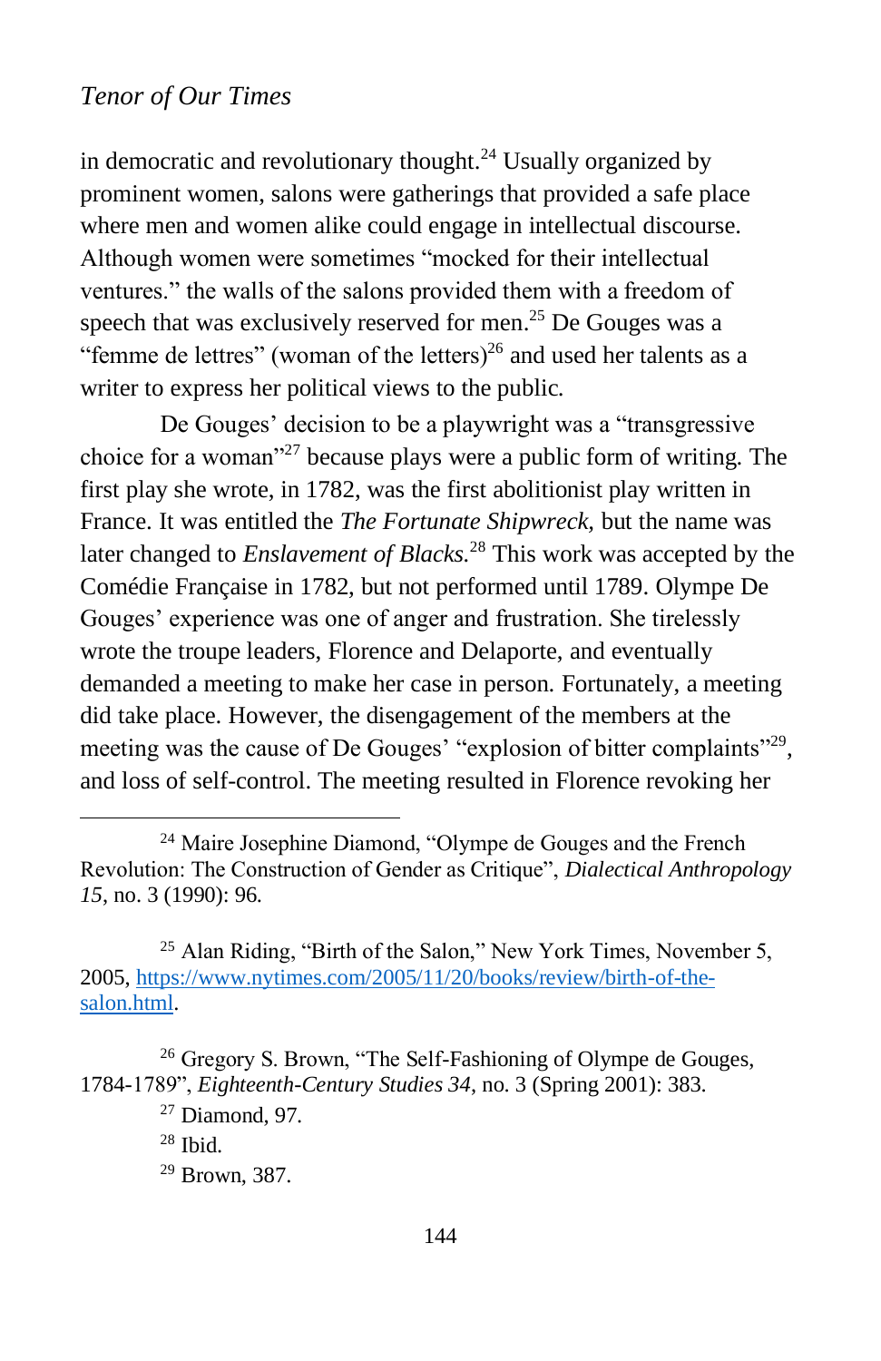in democratic and revolutionary thought.[24] Usually organized by prominent women, salons were gatherings that provided a safe place where men and women alike could engage in intellectual discourse. Although women were sometimes "mocked for their intellectual ventures." the walls of the salons provided them with a freedom of speech that was exclusively reserved for men.[25] De Gouges was a "femme de lettres" (woman of the letters)[26] and used her talents as a writer to express her political views to the public.

De Gouges' decision to be a playwright was a "transgressive choice for a woman"[27] because plays were a public form of writing. The first play she wrote, in 1782, was the first abolitionist play written in France. It was entitled the *The Fortunate Shipwreck*, but the name was later changed to *Enslavement of Blacks*.[28] This work was accepted by the Comédie Française in 1782, but not performed until 1789. Olympe De Gouges' experience was one of anger and frustration. She tirelessly wrote the troupe leaders, Florence and Delaporte, and eventually demanded a meeting to make her case in person. Fortunately, a meeting did take place. However, the disengagement of the members at the meeting was the cause of De Gouges' "explosion of bitter complaints"[29], and loss of self-control. The meeting resulted in Florence revoking her

---

[24] Maire Josephine Diamond, "Olympe de Gouges and the French Revolution: The Construction of Gender as Critique", *Dialectical Anthropology 15*, no. 3 (1990): 96.

[25] Alan Riding, "Birth of the Salon," New York Times, November 5, 2005, https://www.nytimes.com/2005/11/20/books/review/birth-of-the-salon.html.

[26] Gregory S. Brown, "The Self-Fashioning of Olympe de Gouges, 1784-1789", *Eighteenth-Century Studies 34*, no. 3 (Spring 2001): 383.

[27] Diamond, 97.

[28] Ibid.

[29] Brown, 387.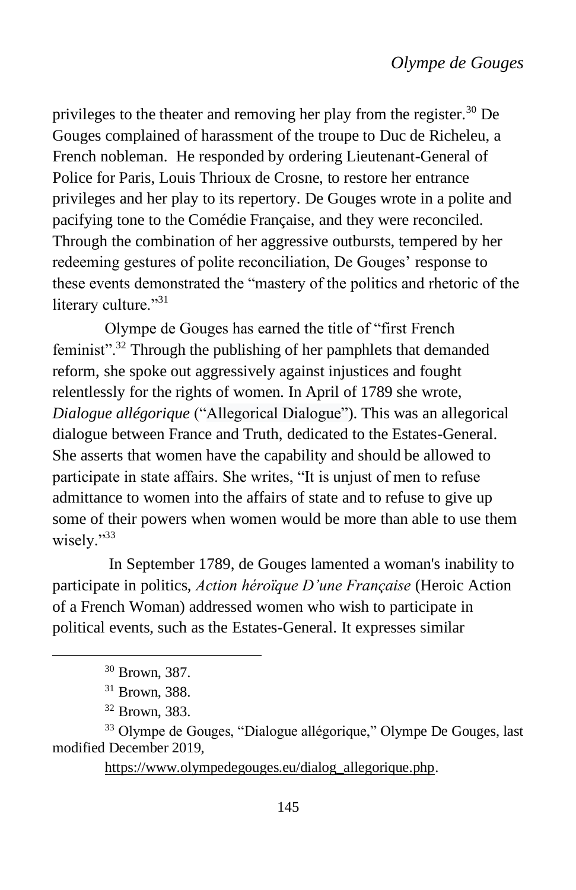privileges to the theater and removing her play from the register.[30] De Gouges complained of harassment of the troupe to Duc de Richeleu, a French nobleman. He responded by ordering Lieutenant-General of Police for Paris, Louis Thrioux de Crosne, to restore her entrance privileges and her play to its repertory. De Gouges wrote in a polite and pacifying tone to the Comédie Française, and they were reconciled. Through the combination of her aggressive outbursts, tempered by her redeeming gestures of polite reconciliation, De Gouges' response to these events demonstrated the "mastery of the politics and rhetoric of the literary culture."[31]

Olympe de Gouges has earned the title of "first French feminist".[32] Through the publishing of her pamphlets that demanded reform, she spoke out aggressively against injustices and fought relentlessly for the rights of women. In April of 1789 she wrote, *Dialogue allégorique* ("Allegorical Dialogue"). This was an allegorical dialogue between France and Truth, dedicated to the Estates-General. She asserts that women have the capability and should be allowed to participate in state affairs. She writes, "It is unjust of men to refuse admittance to women into the affairs of state and to refuse to give up some of their powers when women would be more than able to use them wisely."[33]

In September 1789, de Gouges lamented a woman's inability to participate in politics, *Action héroïque D'une Française* (Heroic Action of a French Woman) addressed women who wish to participate in political events, such as the Estates-General. It expresses similar

---

[30] Brown, 387.

[31] Brown, 388.

[32] Brown, 383.

[33] Olympe de Gouges, "Dialogue allégorique," Olympe De Gouges, last modified December 2019, https://www.olympedegouges.eu/dialog_allegorique.php.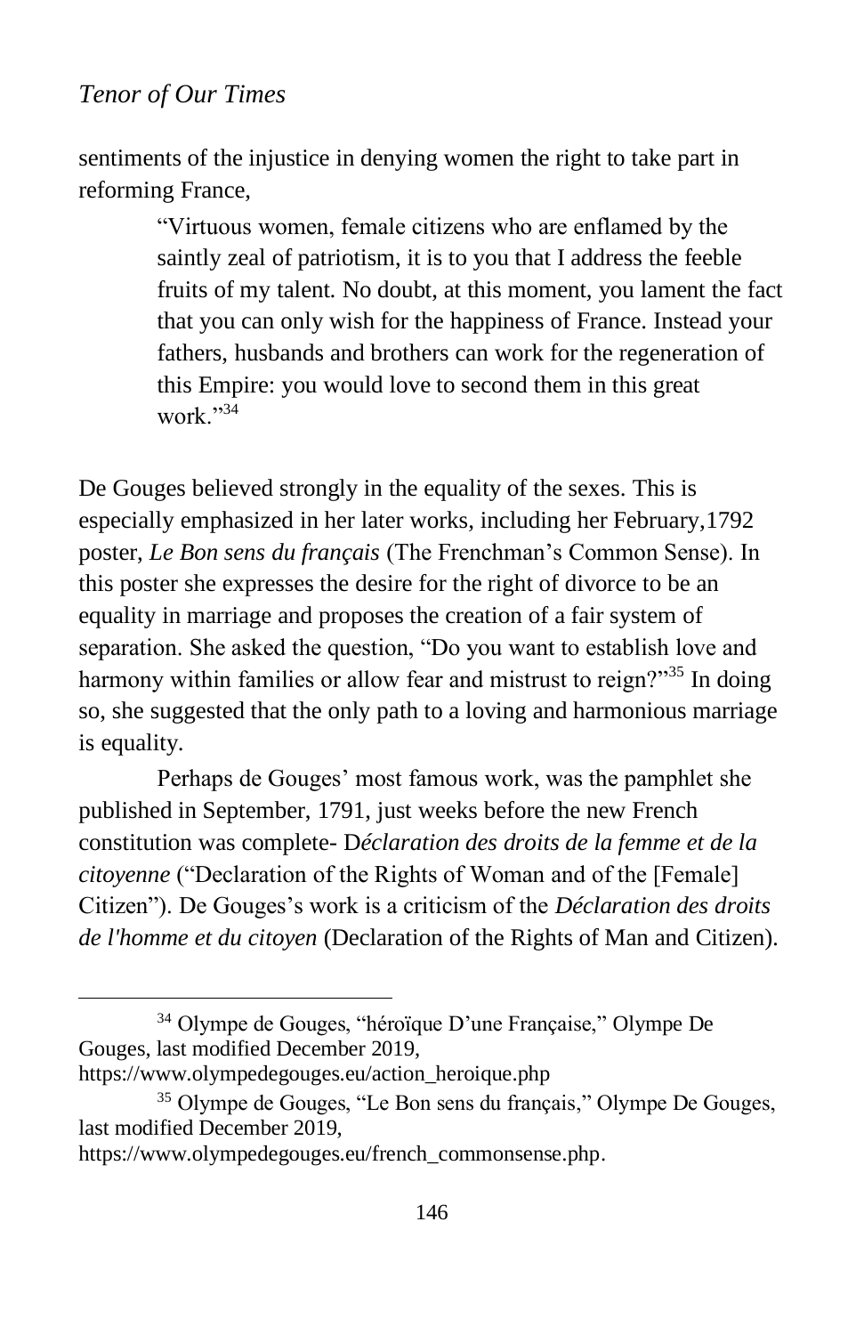sentiments of the injustice in denying women the right to take part in reforming France,

> "Virtuous women, female citizens who are enflamed by the saintly zeal of patriotism, it is to you that I address the feeble fruits of my talent. No doubt, at this moment, you lament the fact that you can only wish for the happiness of France. Instead your fathers, husbands and brothers can work for the regeneration of this Empire: you would love to second them in this great work."[34]

De Gouges believed strongly in the equality of the sexes. This is especially emphasized in her later works, including her February,1792 poster, *Le Bon sens du français* (The Frenchman's Common Sense). In this poster she expresses the desire for the right of divorce to be an equality in marriage and proposes the creation of a fair system of separation. She asked the question, "Do you want to establish love and harmony within families or allow fear and mistrust to reign?"[35] In doing so, she suggested that the only path to a loving and harmonious marriage is equality.

Perhaps de Gouges' most famous work, was the pamphlet she published in September, 1791, just weeks before the new French constitution was complete- D*éclaration des droits de la femme et de la citoyenne* ("Declaration of the Rights of Woman and of the [Female] Citizen"). De Gouges's work is a criticism of the *Déclaration des droits de l'homme et du citoyen* (Declaration of the Rights of Man and Citizen).

---

[34] Olympe de Gouges, "héroïque D'une Française," Olympe De Gouges, last modified December 2019, https://www.olympedegouges.eu/action_heroique.php

[35] Olympe de Gouges, "Le Bon sens du français," Olympe De Gouges, last modified December 2019, https://www.olympedegouges.eu/french_commonsense.php.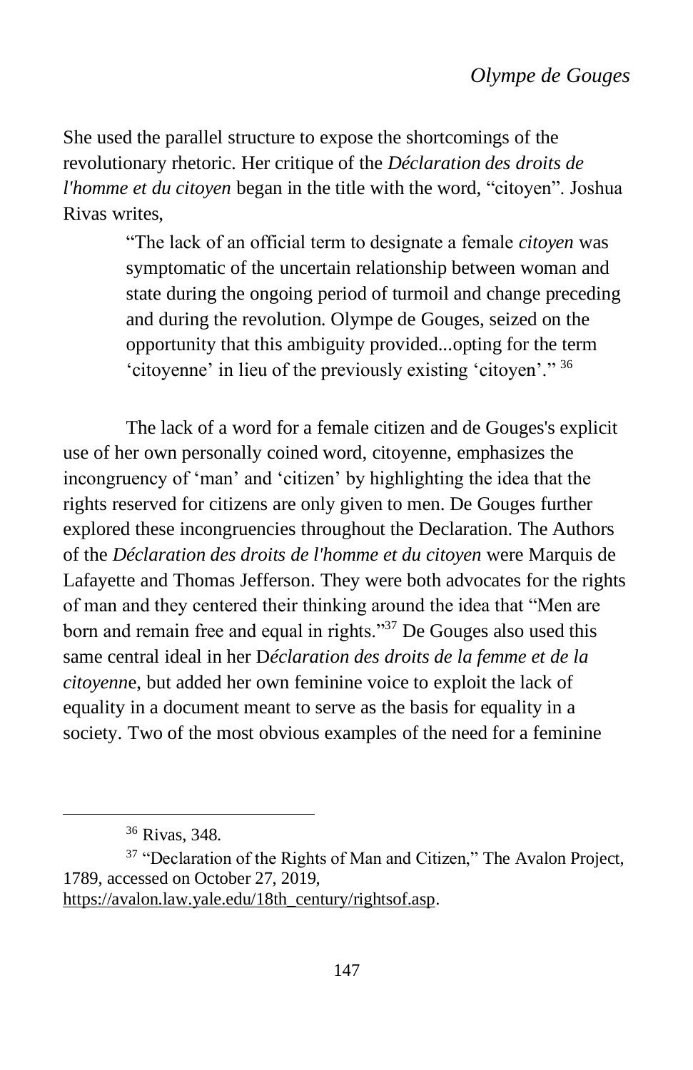She used the parallel structure to expose the shortcomings of the revolutionary rhetoric. Her critique of the *Déclaration des droits de l'homme et du citoyen* began in the title with the word, "citoyen". Joshua Rivas writes,

> "The lack of an official term to designate a female *citoyen* was symptomatic of the uncertain relationship between woman and state during the ongoing period of turmoil and change preceding and during the revolution. Olympe de Gouges, seized on the opportunity that this ambiguity provided...opting for the term 'citoyenne' in lieu of the previously existing 'citoyen'." [36]

The lack of a word for a female citizen and de Gouges's explicit use of her own personally coined word, citoyenne, emphasizes the incongruency of 'man' and 'citizen' by highlighting the idea that the rights reserved for citizens are only given to men. De Gouges further explored these incongruencies throughout the Declaration. The Authors of the *Déclaration des droits de l'homme et du citoyen* were Marquis de Lafayette and Thomas Jefferson. They were both advocates for the rights of man and they centered their thinking around the idea that "Men are born and remain free and equal in rights."[37] De Gouges also used this same central ideal in her D*éclaration des droits de la femme et de la citoyenn*e, but added her own feminine voice to exploit the lack of equality in a document meant to serve as the basis for equality in a society. Two of the most obvious examples of the need for a feminine

---

[36] Rivas, 348.

[37] "Declaration of the Rights of Man and Citizen," The Avalon Project, 1789, accessed on October 27, 2019, https://avalon.law.yale.edu/18th_century/rightsof.asp.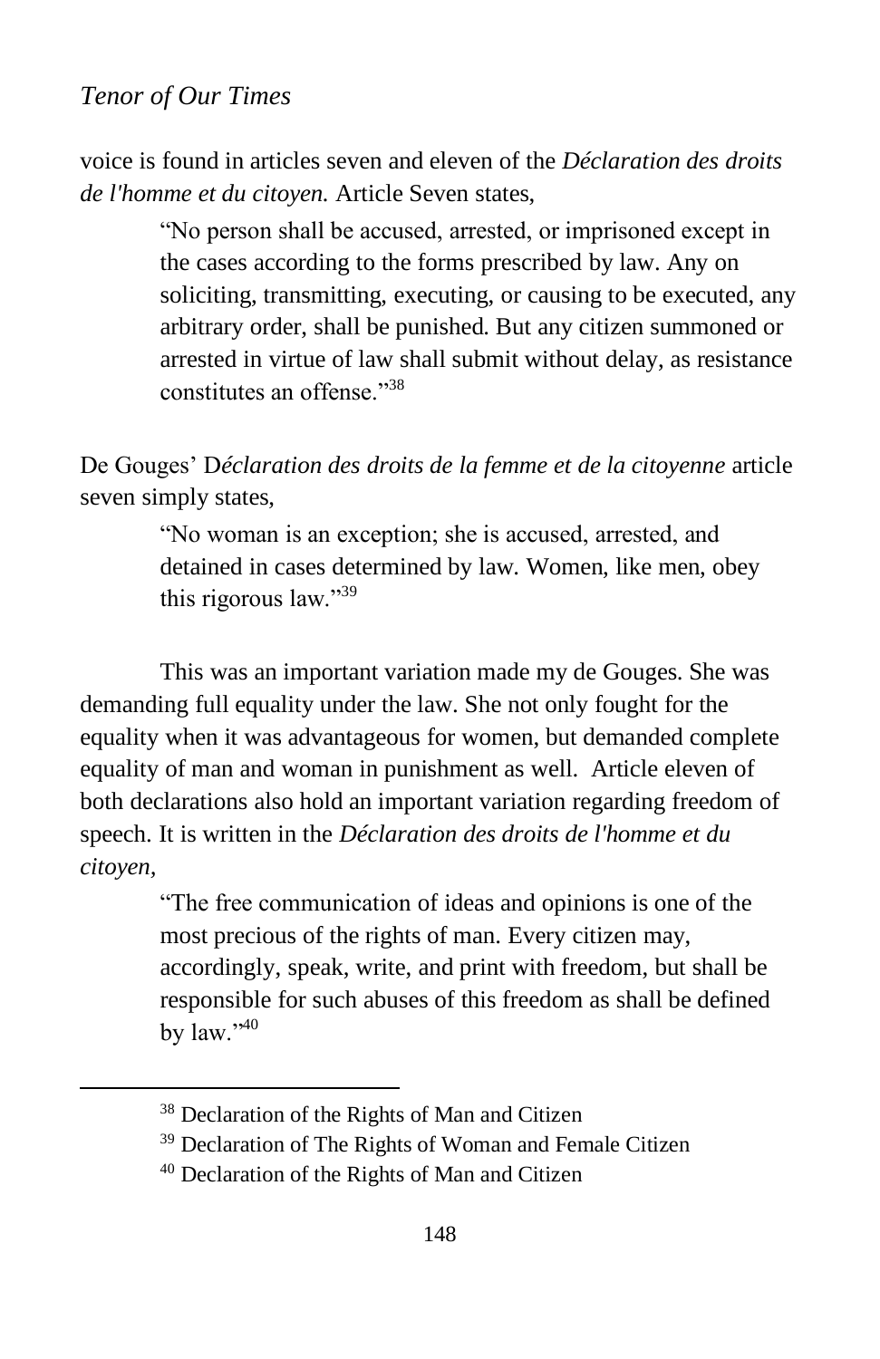voice is found in articles seven and eleven of the *Déclaration des droits de l'homme et du citoyen.* Article Seven states,

> "No person shall be accused, arrested, or imprisoned except in the cases according to the forms prescribed by law. Any on soliciting, transmitting, executing, or causing to be executed, any arbitrary order, shall be punished. But any citizen summoned or arrested in virtue of law shall submit without delay, as resistance constitutes an offense."[38]

De Gouges' D*éclaration des droits de la femme et de la citoyenne* article seven simply states,

> "No woman is an exception; she is accused, arrested, and detained in cases determined by law. Women, like men, obey this rigorous law."[39]

This was an important variation made my de Gouges. She was demanding full equality under the law. She not only fought for the equality when it was advantageous for women, but demanded complete equality of man and woman in punishment as well. Article eleven of both declarations also hold an important variation regarding freedom of speech. It is written in the *Déclaration des droits de l'homme et du citoyen*,

> "The free communication of ideas and opinions is one of the most precious of the rights of man. Every citizen may, accordingly, speak, write, and print with freedom, but shall be responsible for such abuses of this freedom as shall be defined by law."[40]

---

[38] Declaration of the Rights of Man and Citizen

[39] Declaration of The Rights of Woman and Female Citizen

[40] Declaration of the Rights of Man and Citizen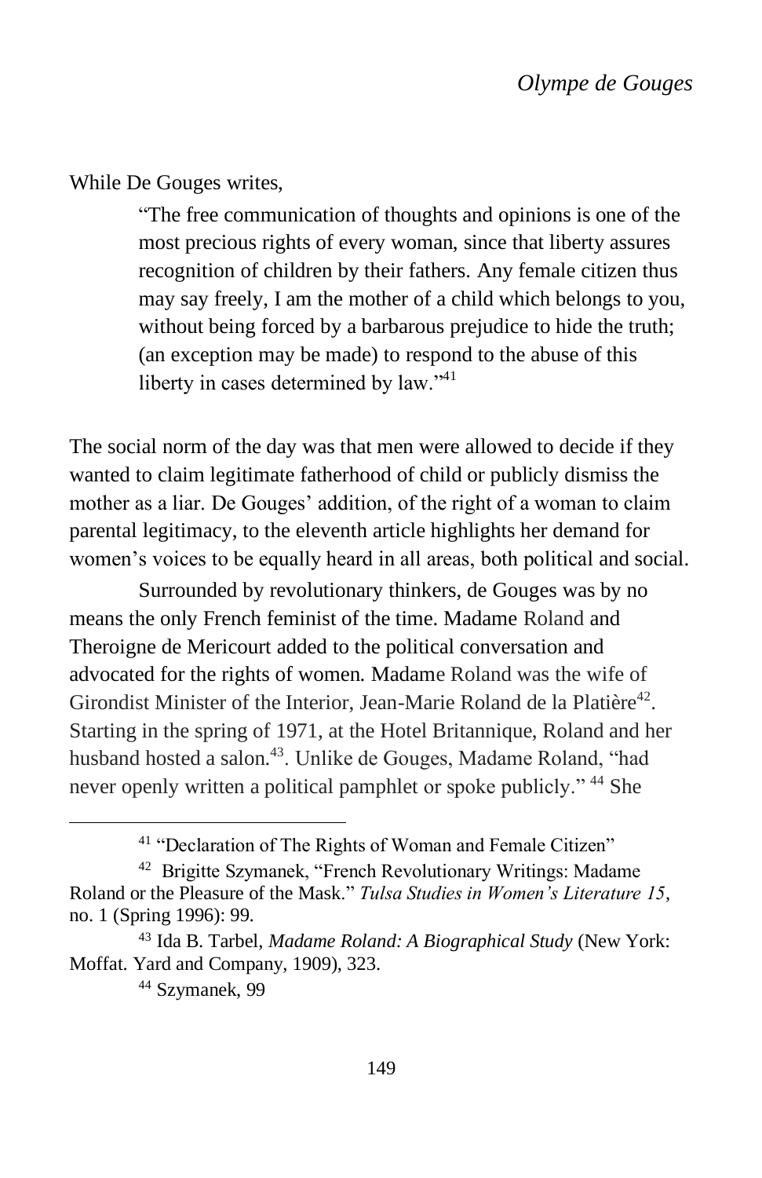While De Gouges writes,

> "The free communication of thoughts and opinions is one of the most precious rights of every woman, since that liberty assures recognition of children by their fathers. Any female citizen thus may say freely, I am the mother of a child which belongs to you, without being forced by a barbarous prejudice to hide the truth; (an exception may be made) to respond to the abuse of this liberty in cases determined by law."[41]

The social norm of the day was that men were allowed to decide if they wanted to claim legitimate fatherhood of child or publicly dismiss the mother as a liar. De Gouges' addition, of the right of a woman to claim parental legitimacy, to the eleventh article highlights her demand for women's voices to be equally heard in all areas, both political and social.

Surrounded by revolutionary thinkers, de Gouges was by no means the only French feminist of the time. Madame Roland and Theroigne de Mericourt added to the political conversation and advocated for the rights of women. Madame Roland was the wife of Girondist Minister of the Interior, Jean-Marie Roland de la Platière[42]. Starting in the spring of 1971, at the Hotel Britannique, Roland and her husband hosted a salon.[43]. Unlike de Gouges, Madame Roland, "had never openly written a political pamphlet or spoke publicly." [44] She

---

[41] "Declaration of The Rights of Woman and Female Citizen"

[42] Brigitte Szymanek, "French Revolutionary Writings: Madame Roland or the Pleasure of the Mask." *Tulsa Studies in Women's Literature 15*, no. 1 (Spring 1996): 99.

[43] Ida B. Tarbel, *Madame Roland: A Biographical Study* (New York: Moffat. Yard and Company, 1909), 323.

[44] Szymanek, 99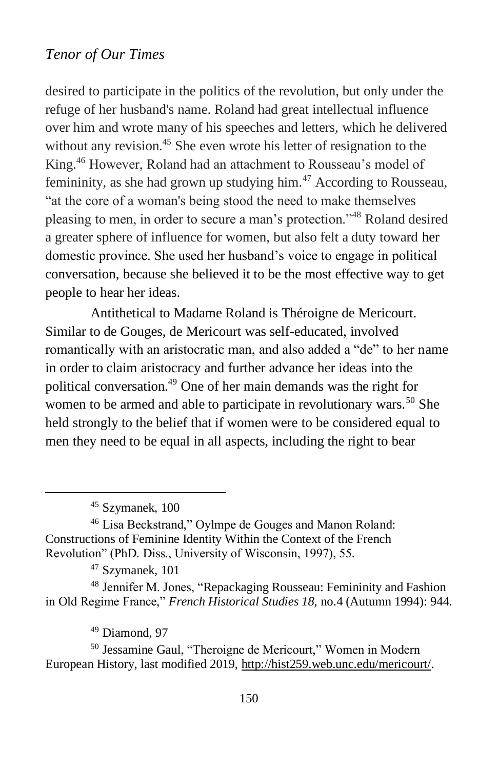desired to participate in the politics of the revolution, but only under the refuge of her husband's name. Roland had great intellectual influence over him and wrote many of his speeches and letters, which he delivered without any revision.[45] She even wrote his letter of resignation to the King.[46] However, Roland had an attachment to Rousseau's model of femininity, as she had grown up studying him.[47] According to Rousseau, "at the core of a woman's being stood the need to make themselves pleasing to men, in order to secure a man's protection."[48] Roland desired a greater sphere of influence for women, but also felt a duty toward her domestic province. She used her husband's voice to engage in political conversation, because she believed it to be the most effective way to get people to hear her ideas.

Antithetical to Madame Roland is Théroigne de Mericourt. Similar to de Gouges, de Mericourt was self-educated, involved romantically with an aristocratic man, and also added a "de" to her name in order to claim aristocracy and further advance her ideas into the political conversation.[49] One of her main demands was the right for women to be armed and able to participate in revolutionary wars.[50] She held strongly to the belief that if women were to be considered equal to men they need to be equal in all aspects, including the right to bear

---

[45] Szymanek, 100

[46] Lisa Beckstrand," Oylmpe de Gouges and Manon Roland: Constructions of Feminine Identity Within the Context of the French Revolution" (PhD. Diss., University of Wisconsin, 1997), 55.

[47] Szymanek, 101

[48] Jennifer M. Jones, "Repackaging Rousseau: Femininity and Fashion in Old Regime France," *French Historical Studies 18,* no.4 (Autumn 1994): 944.

[49] Diamond, 97

[50] Jessamine Gaul, "Theroigne de Mericourt," Women in Modern European History, last modified 2019, http://hist259.web.unc.edu/mericourt/.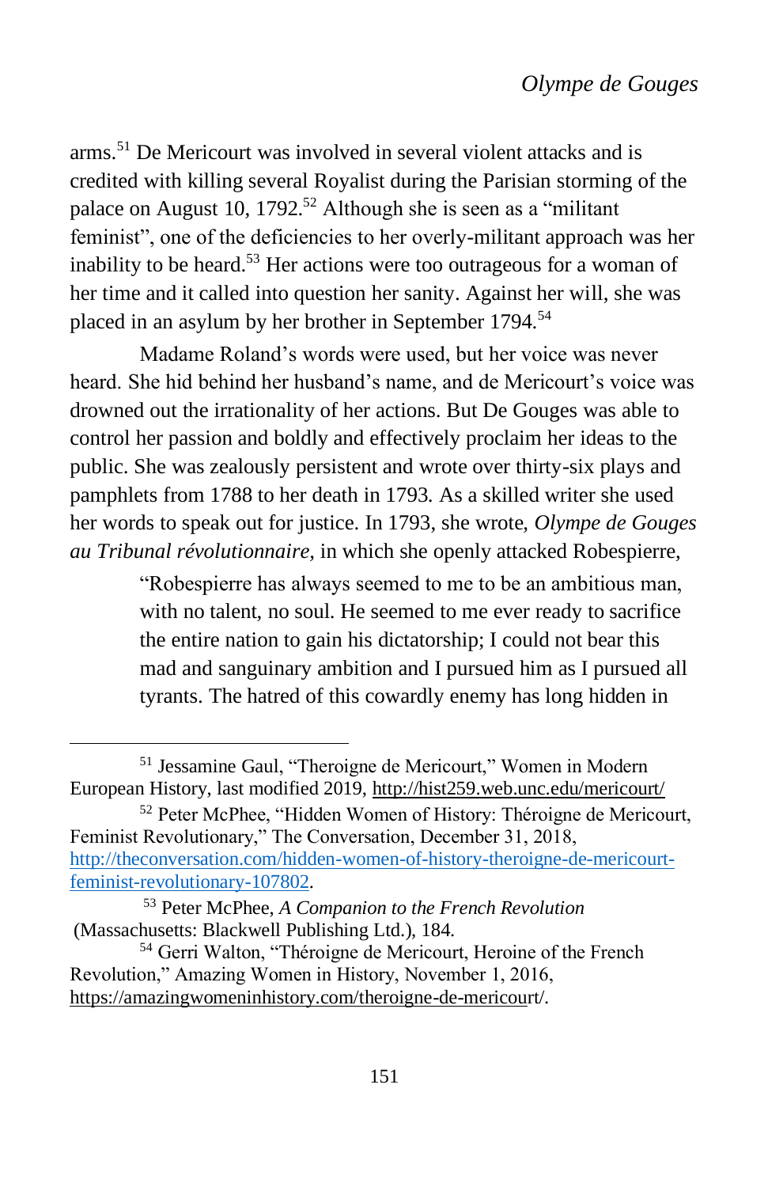arms.[51] De Mericourt was involved in several violent attacks and is credited with killing several Royalist during the Parisian storming of the palace on August 10, 1792.[52] Although she is seen as a "militant feminist", one of the deficiencies to her overly-militant approach was her inability to be heard.[53] Her actions were too outrageous for a woman of her time and it called into question her sanity. Against her will, she was placed in an asylum by her brother in September 1794.[54]

Madame Roland's words were used, but her voice was never heard. She hid behind her husband's name, and de Mericourt's voice was drowned out the irrationality of her actions. But De Gouges was able to control her passion and boldly and effectively proclaim her ideas to the public. She was zealously persistent and wrote over thirty-six plays and pamphlets from 1788 to her death in 1793. As a skilled writer she used her words to speak out for justice. In 1793, she wrote, *Olympe de Gouges au Tribunal révolutionnaire*, in which she openly attacked Robespierre,

> "Robespierre has always seemed to me to be an ambitious man, with no talent, no soul. He seemed to me ever ready to sacrifice the entire nation to gain his dictatorship; I could not bear this mad and sanguinary ambition and I pursued him as I pursued all tyrants. The hatred of this cowardly enemy has long hidden in

---

[51] Jessamine Gaul, "Theroigne de Mericourt," Women in Modern European History, last modified 2019, http://hist259.web.unc.edu/mericourt/

[52] Peter McPhee, "Hidden Women of History: Théroigne de Mericourt, Feminist Revolutionary," The Conversation, December 31, 2018, http://theconversation.com/hidden-women-of-history-theroigne-de-mericourt-feminist-revolutionary-107802.

[53] Peter McPhee, *A Companion to the French Revolution* (Massachusetts: Blackwell Publishing Ltd.), 184.

[54] Gerri Walton, "Théroigne de Mericourt, Heroine of the French Revolution," Amazing Women in History, November 1, 2016, https://amazingwomeninhistory.com/theroigne-de-mericourt/.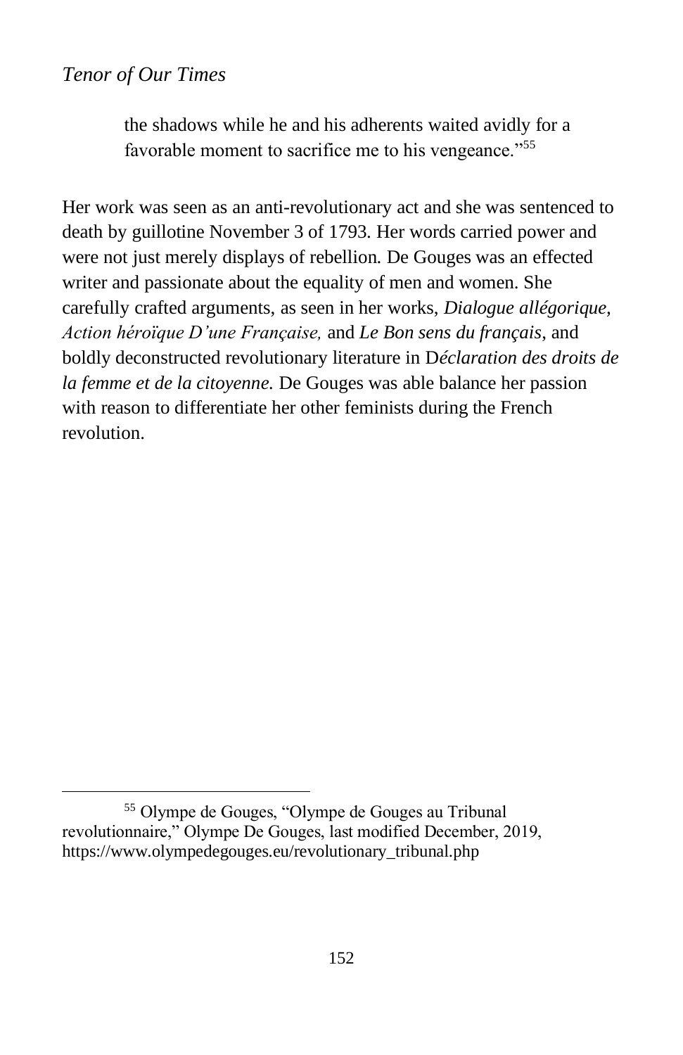> the shadows while he and his adherents waited avidly for a favorable moment to sacrifice me to his vengeance."[55]

Her work was seen as an anti-revolutionary act and she was sentenced to death by guillotine November 3 of 1793. Her words carried power and were not just merely displays of rebellion. De Gouges was an effected writer and passionate about the equality of men and women. She carefully crafted arguments, as seen in her works, *Dialogue allégorique, Action héroïque D'une Française,* and *Le Bon sens du français*, and boldly deconstructed revolutionary literature in D*éclaration des droits de la femme et de la citoyenne.* De Gouges was able balance her passion with reason to differentiate her other feminists during the French revolution.

---

[55] Olympe de Gouges, "Olympe de Gouges au Tribunal revolutionnaire," Olympe De Gouges, last modified December, 2019, https://www.olympedegouges.eu/revolutionary_tribunal.php